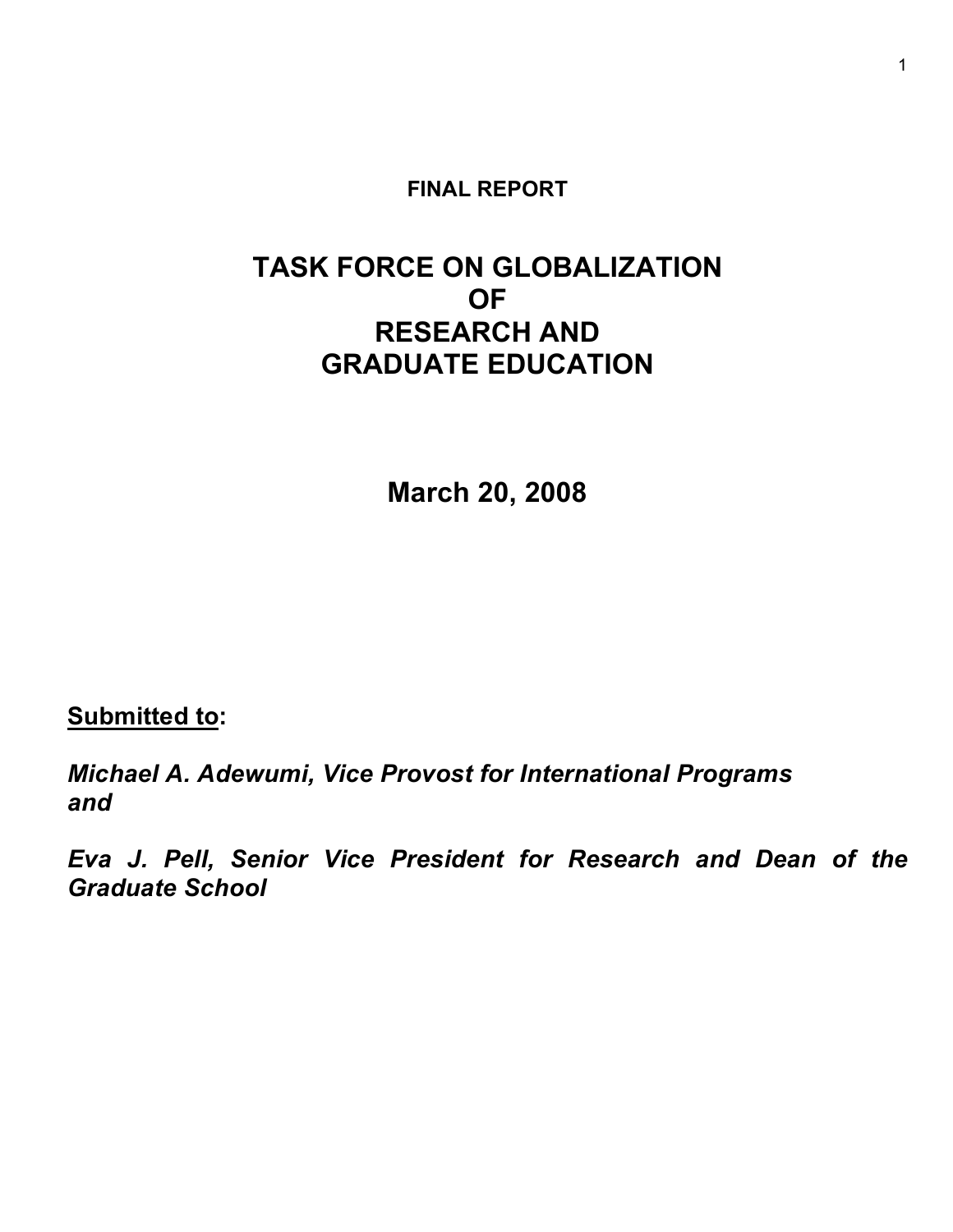**FINAL REPORT**

# TASK FORCE ON GLOBALIZATION OF RESEARCH AND GRADUATE EDUCATION

## March 20, 2008

**<u>Submitted to</u>:**

***Michael A. Adewumi, Vice Provost for International Programs and***

***Eva J. Pell, Senior Vice President for Research and Dean of the Graduate School***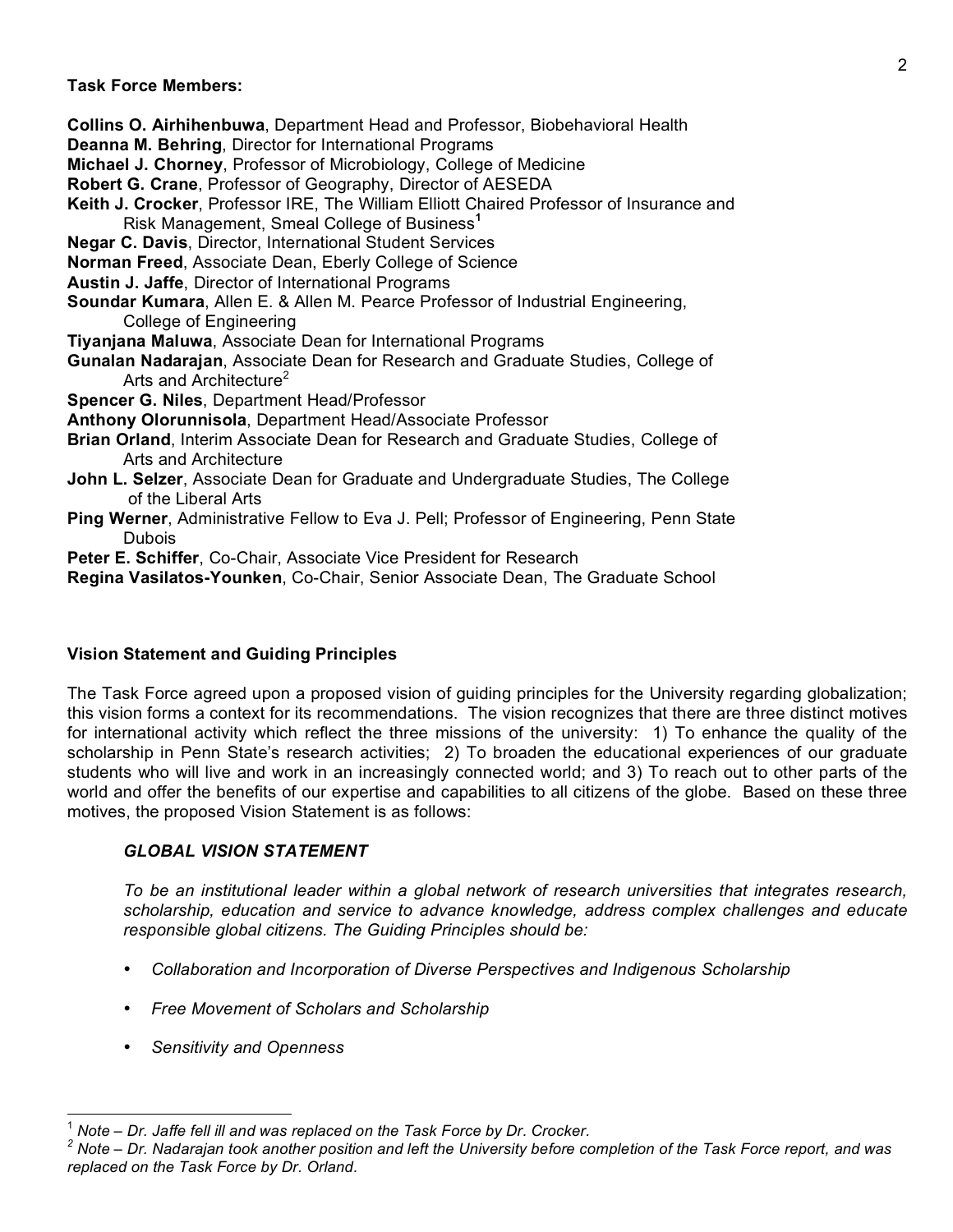**Task Force Members:**

**Collins O. Airhihenbuwa**, Department Head and Professor, Biobehavioral Health
**Deanna M. Behring**, Director for International Programs
**Michael J. Chorney**, Professor of Microbiology, College of Medicine
**Robert G. Crane**, Professor of Geography, Director of AESEDA
**Keith J. Crocker**, Professor IRE, The William Elliott Chaired Professor of Insurance and Risk Management, Smeal College of Business[1]
**Negar C. Davis**, Director, International Student Services
**Norman Freed**, Associate Dean, Eberly College of Science
**Austin J. Jaffe**, Director of International Programs
**Soundar Kumara**, Allen E. & Allen M. Pearce Professor of Industrial Engineering, College of Engineering
**Tiyanjana Maluwa**, Associate Dean for International Programs
**Gunalan Nadarajan**, Associate Dean for Research and Graduate Studies, College of Arts and Architecture[2]
**Spencer G. Niles**, Department Head/Professor
**Anthony Olorunnisola**, Department Head/Associate Professor
**Brian Orland**, Interim Associate Dean for Research and Graduate Studies, College of Arts and Architecture
**John L. Selzer**, Associate Dean for Graduate and Undergraduate Studies, The College of the Liberal Arts
**Ping Werner**, Administrative Fellow to Eva J. Pell; Professor of Engineering, Penn State Dubois
**Peter E. Schiffer**, Co-Chair, Associate Vice President for Research
**Regina Vasilatos-Younken**, Co-Chair, Senior Associate Dean, The Graduate School

**Vision Statement and Guiding Principles**

The Task Force agreed upon a proposed vision of guiding principles for the University regarding globalization; this vision forms a context for its recommendations. The vision recognizes that there are three distinct motives for international activity which reflect the three missions of the university: 1) To enhance the quality of the scholarship in Penn State's research activities; 2) To broaden the educational experiences of our graduate students who will live and work in an increasingly connected world; and 3) To reach out to other parts of the world and offer the benefits of our expertise and capabilities to all citizens of the globe. Based on these three motives, the proposed Vision Statement is as follows:

***GLOBAL VISION STATEMENT***

*To be an institutional leader within a global network of research universities that integrates research, scholarship, education and service to advance knowledge, address complex challenges and educate responsible global citizens. The Guiding Principles should be:*

- *Collaboration and Incorporation of Diverse Perspectives and Indigenous Scholarship*
- *Free Movement of Scholars and Scholarship*
- *Sensitivity and Openness*

---

[1] *Note – Dr. Jaffe fell ill and was replaced on the Task Force by Dr. Crocker.*

[2] *Note – Dr. Nadarajan took another position and left the University before completion of the Task Force report, and was replaced on the Task Force by Dr. Orland.*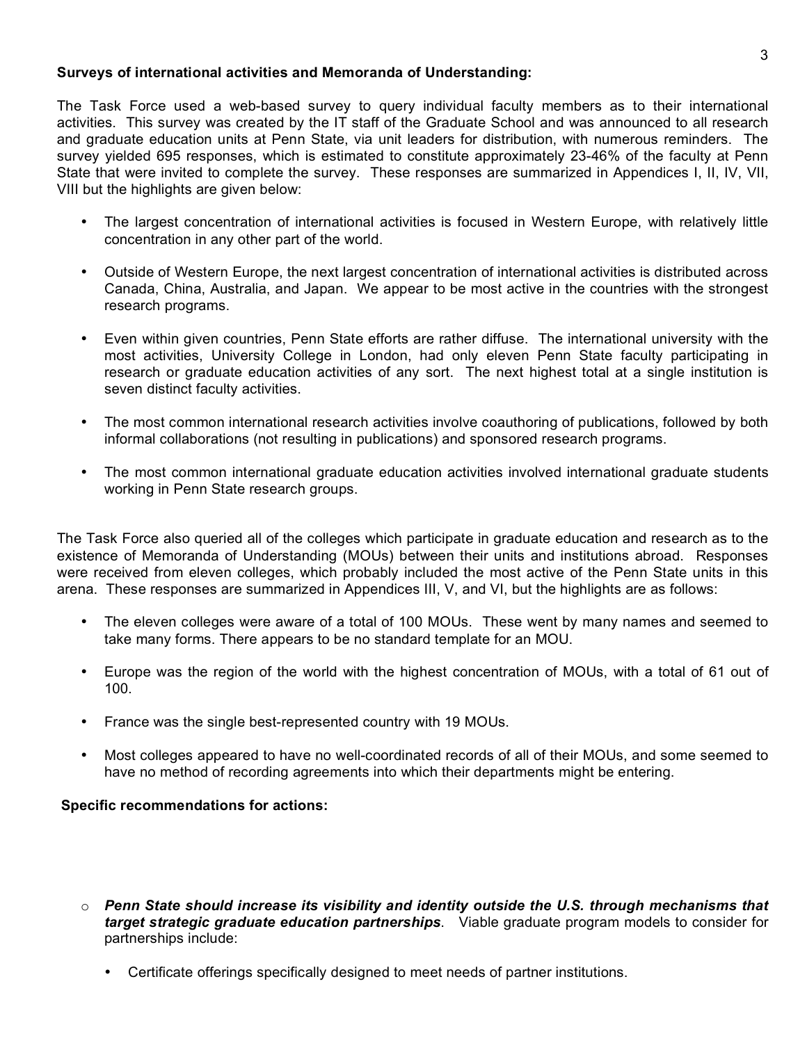**Surveys of international activities and Memoranda of Understanding:**

The Task Force used a web-based survey to query individual faculty members as to their international activities. This survey was created by the IT staff of the Graduate School and was announced to all research and graduate education units at Penn State, via unit leaders for distribution, with numerous reminders. The survey yielded 695 responses, which is estimated to constitute approximately 23-46% of the faculty at Penn State that were invited to complete the survey. These responses are summarized in Appendices I, II, IV, VII, VIII but the highlights are given below:

- The largest concentration of international activities is focused in Western Europe, with relatively little concentration in any other part of the world.
- Outside of Western Europe, the next largest concentration of international activities is distributed across Canada, China, Australia, and Japan. We appear to be most active in the countries with the strongest research programs.
- Even within given countries, Penn State efforts are rather diffuse. The international university with the most activities, University College in London, had only eleven Penn State faculty participating in research or graduate education activities of any sort. The next highest total at a single institution is seven distinct faculty activities.
- The most common international research activities involve coauthoring of publications, followed by both informal collaborations (not resulting in publications) and sponsored research programs.
- The most common international graduate education activities involved international graduate students working in Penn State research groups.

The Task Force also queried all of the colleges which participate in graduate education and research as to the existence of Memoranda of Understanding (MOUs) between their units and institutions abroad. Responses were received from eleven colleges, which probably included the most active of the Penn State units in this arena. These responses are summarized in Appendices III, V, and VI, but the highlights are as follows:

- The eleven colleges were aware of a total of 100 MOUs. These went by many names and seemed to take many forms. There appears to be no standard template for an MOU.
- Europe was the region of the world with the highest concentration of MOUs, with a total of 61 out of 100.
- France was the single best-represented country with 19 MOUs.
- Most colleges appeared to have no well-coordinated records of all of their MOUs, and some seemed to have no method of recording agreements into which their departments might be entering.

**Specific recommendations for actions:**

- ***Penn State should increase its visibility and identity outside the U.S. through mechanisms that target strategic graduate education partnerships***. Viable graduate program models to consider for partnerships include:
  - Certificate offerings specifically designed to meet needs of partner institutions.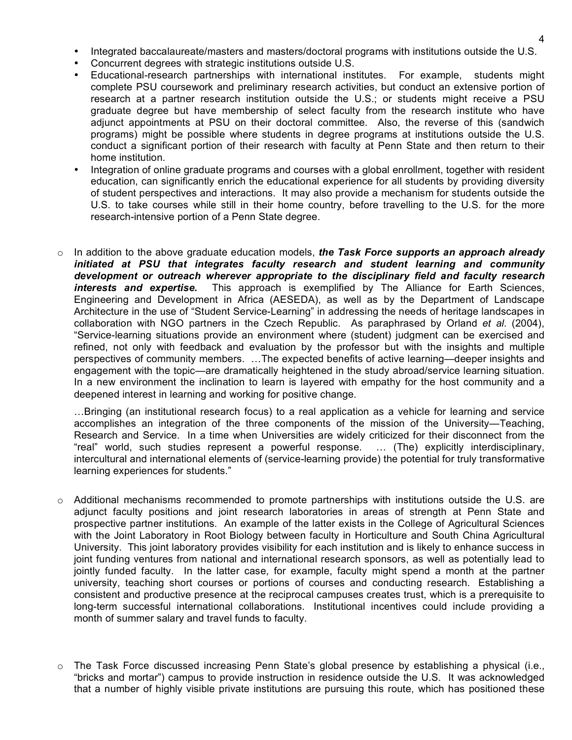- Integrated baccalaureate/masters and masters/doctoral programs with institutions outside the U.S.
- Concurrent degrees with strategic institutions outside U.S.
- Educational-research partnerships with international institutes. For example, students might complete PSU coursework and preliminary research activities, but conduct an extensive portion of research at a partner research institution outside the U.S.; or students might receive a PSU graduate degree but have membership of select faculty from the research institute who have adjunct appointments at PSU on their doctoral committee. Also, the reverse of this (sandwich programs) might be possible where students in degree programs at institutions outside the U.S. conduct a significant portion of their research with faculty at Penn State and then return to their home institution.
- Integration of online graduate programs and courses with a global enrollment, together with resident education, can significantly enrich the educational experience for all students by providing diversity of student perspectives and interactions. It may also provide a mechanism for students outside the U.S. to take courses while still in their home country, before travelling to the U.S. for the more research-intensive portion of a Penn State degree.

- In addition to the above graduate education models, ***the Task Force supports an approach already initiated at PSU that integrates faculty research and student learning and community development or outreach wherever appropriate to the disciplinary field and faculty research interests and expertise.*** This approach is exemplified by The Alliance for Earth Sciences, Engineering and Development in Africa (AESEDA), as well as by the Department of Landscape Architecture in the use of "Student Service-Learning" in addressing the needs of heritage landscapes in collaboration with NGO partners in the Czech Republic. As paraphrased by Orland *et al*. (2004), "Service-learning situations provide an environment where (student) judgment can be exercised and refined, not only with feedback and evaluation by the professor but with the insights and multiple perspectives of community members. …The expected benefits of active learning—deeper insights and engagement with the topic—are dramatically heightened in the study abroad/service learning situation. In a new environment the inclination to learn is layered with empathy for the host community and a deepened interest in learning and working for positive change.

  …Bringing (an institutional research focus) to a real application as a vehicle for learning and service accomplishes an integration of the three components of the mission of the University—Teaching, Research and Service. In a time when Universities are widely criticized for their disconnect from the "real" world, such studies represent a powerful response. … (The) explicitly interdisciplinary, intercultural and international elements of (service-learning provide) the potential for truly transformative learning experiences for students."

- Additional mechanisms recommended to promote partnerships with institutions outside the U.S. are adjunct faculty positions and joint research laboratories in areas of strength at Penn State and prospective partner institutions. An example of the latter exists in the College of Agricultural Sciences with the Joint Laboratory in Root Biology between faculty in Horticulture and South China Agricultural University. This joint laboratory provides visibility for each institution and is likely to enhance success in joint funding ventures from national and international research sponsors, as well as potentially lead to jointly funded faculty. In the latter case, for example, faculty might spend a month at the partner university, teaching short courses or portions of courses and conducting research. Establishing a consistent and productive presence at the reciprocal campuses creates trust, which is a prerequisite to long-term successful international collaborations. Institutional incentives could include providing a month of summer salary and travel funds to faculty.

- The Task Force discussed increasing Penn State's global presence by establishing a physical (i.e., "bricks and mortar") campus to provide instruction in residence outside the U.S. It was acknowledged that a number of highly visible private institutions are pursuing this route, which has positioned these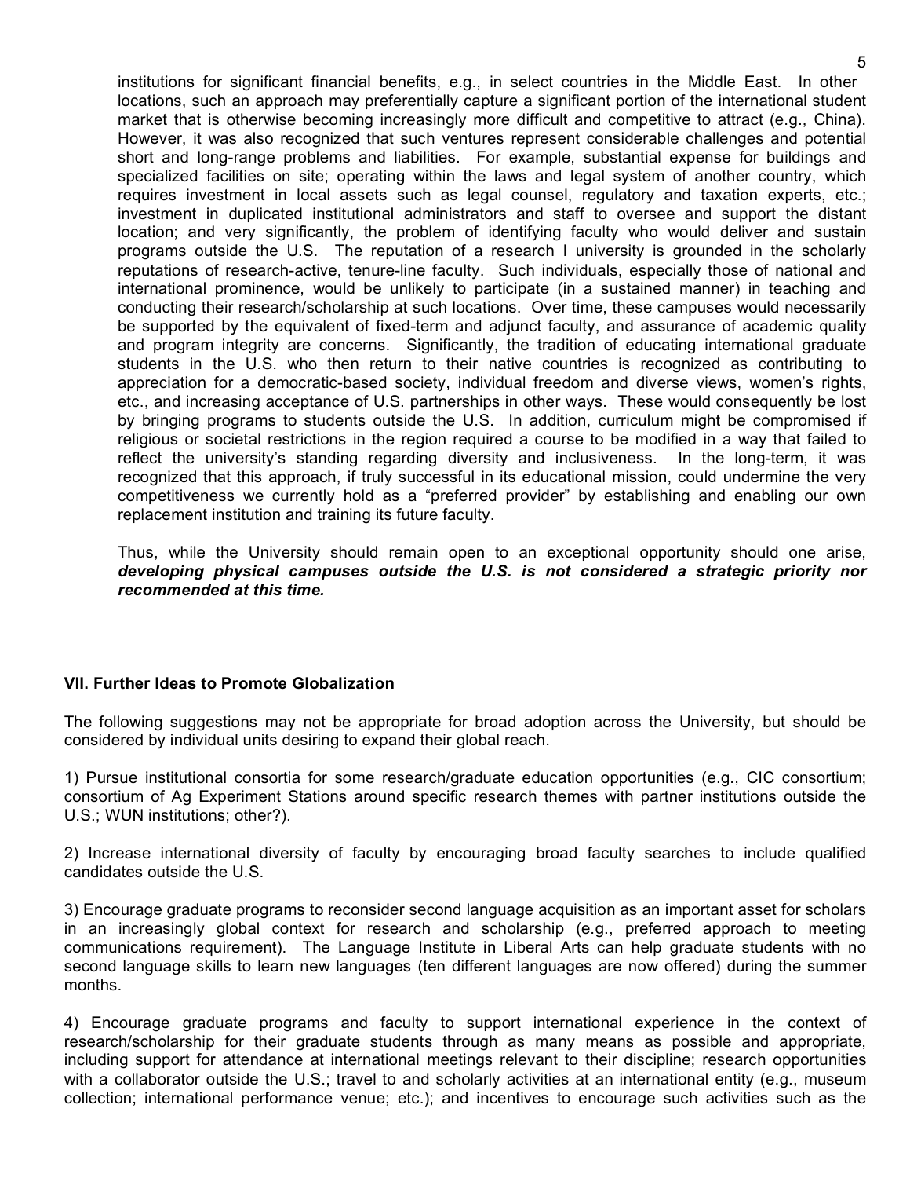institutions for significant financial benefits, e.g., in select countries in the Middle East. In other locations, such an approach may preferentially capture a significant portion of the international student market that is otherwise becoming increasingly more difficult and competitive to attract (e.g., China). However, it was also recognized that such ventures represent considerable challenges and potential short and long-range problems and liabilities. For example, substantial expense for buildings and specialized facilities on site; operating within the laws and legal system of another country, which requires investment in local assets such as legal counsel, regulatory and taxation experts, etc.; investment in duplicated institutional administrators and staff to oversee and support the distant location; and very significantly, the problem of identifying faculty who would deliver and sustain programs outside the U.S. The reputation of a research I university is grounded in the scholarly reputations of research-active, tenure-line faculty. Such individuals, especially those of national and international prominence, would be unlikely to participate (in a sustained manner) in teaching and conducting their research/scholarship at such locations. Over time, these campuses would necessarily be supported by the equivalent of fixed-term and adjunct faculty, and assurance of academic quality and program integrity are concerns. Significantly, the tradition of educating international graduate students in the U.S. who then return to their native countries is recognized as contributing to appreciation for a democratic-based society, individual freedom and diverse views, women's rights, etc., and increasing acceptance of U.S. partnerships in other ways. These would consequently be lost by bringing programs to students outside the U.S. In addition, curriculum might be compromised if religious or societal restrictions in the region required a course to be modified in a way that failed to reflect the university's standing regarding diversity and inclusiveness. In the long-term, it was recognized that this approach, if truly successful in its educational mission, could undermine the very competitiveness we currently hold as a "preferred provider" by establishing and enabling our own replacement institution and training its future faculty.

Thus, while the University should remain open to an exceptional opportunity should one arise, ***developing physical campuses outside the U.S. is not considered a strategic priority nor recommended at this time.***

## VII. Further Ideas to Promote Globalization

The following suggestions may not be appropriate for broad adoption across the University, but should be considered by individual units desiring to expand their global reach.

1) Pursue institutional consortia for some research/graduate education opportunities (e.g., CIC consortium; consortium of Ag Experiment Stations around specific research themes with partner institutions outside the U.S.; WUN institutions; other?).

2) Increase international diversity of faculty by encouraging broad faculty searches to include qualified candidates outside the U.S.

3) Encourage graduate programs to reconsider second language acquisition as an important asset for scholars in an increasingly global context for research and scholarship (e.g., preferred approach to meeting communications requirement). The Language Institute in Liberal Arts can help graduate students with no second language skills to learn new languages (ten different languages are now offered) during the summer months.

4) Encourage graduate programs and faculty to support international experience in the context of research/scholarship for their graduate students through as many means as possible and appropriate, including support for attendance at international meetings relevant to their discipline; research opportunities with a collaborator outside the U.S.; travel to and scholarly activities at an international entity (e.g., museum collection; international performance venue; etc.); and incentives to encourage such activities such as the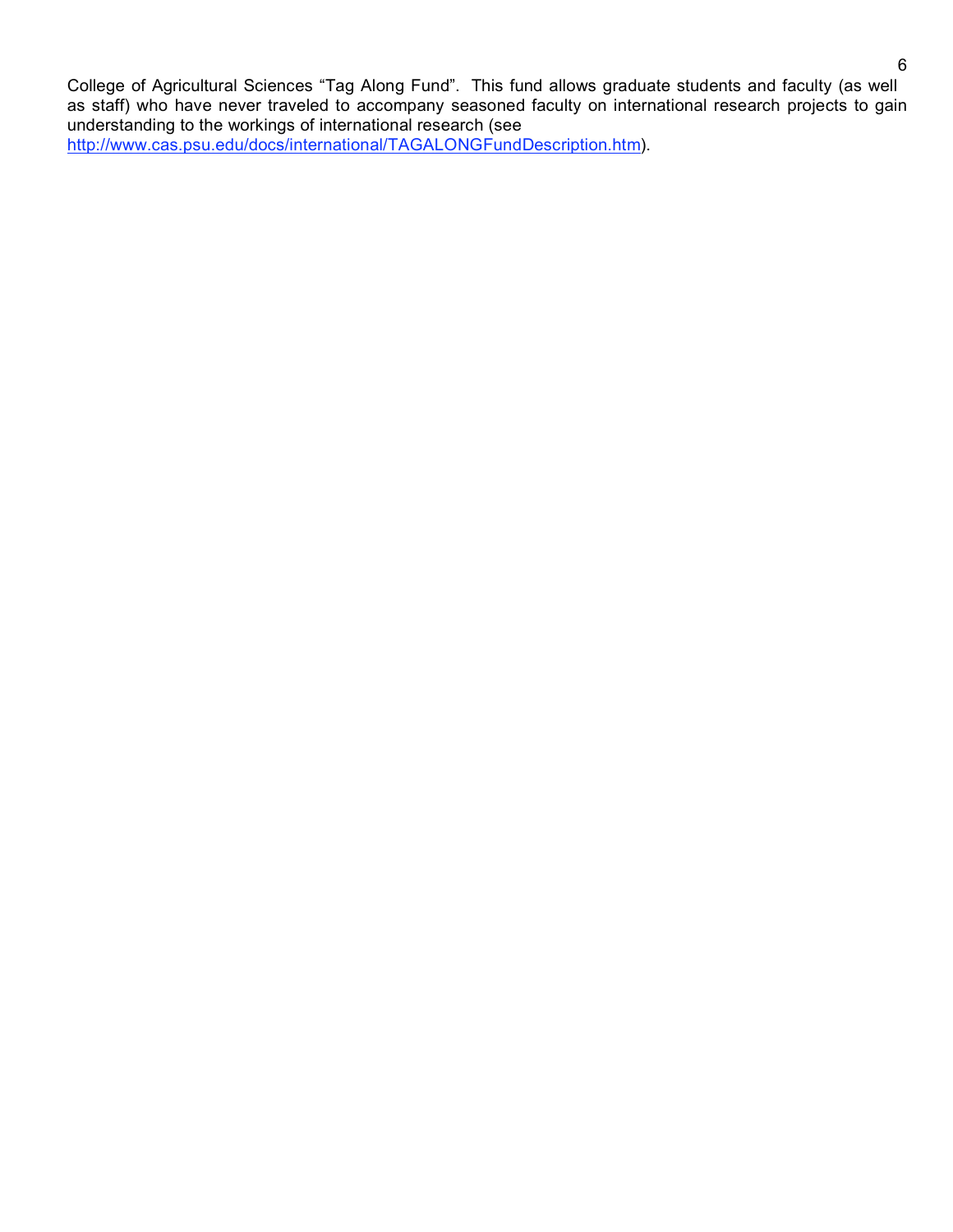College of Agricultural Sciences “Tag Along Fund”. This fund allows graduate students and faculty (as well as staff) who have never traveled to accompany seasoned faculty on international research projects to gain understanding to the workings of international research (see [http://www.cas.psu.edu/docs/international/TAGALONGFundDescription.htm](http://www.cas.psu.edu/docs/international/TAGALONGFundDescription.htm)).